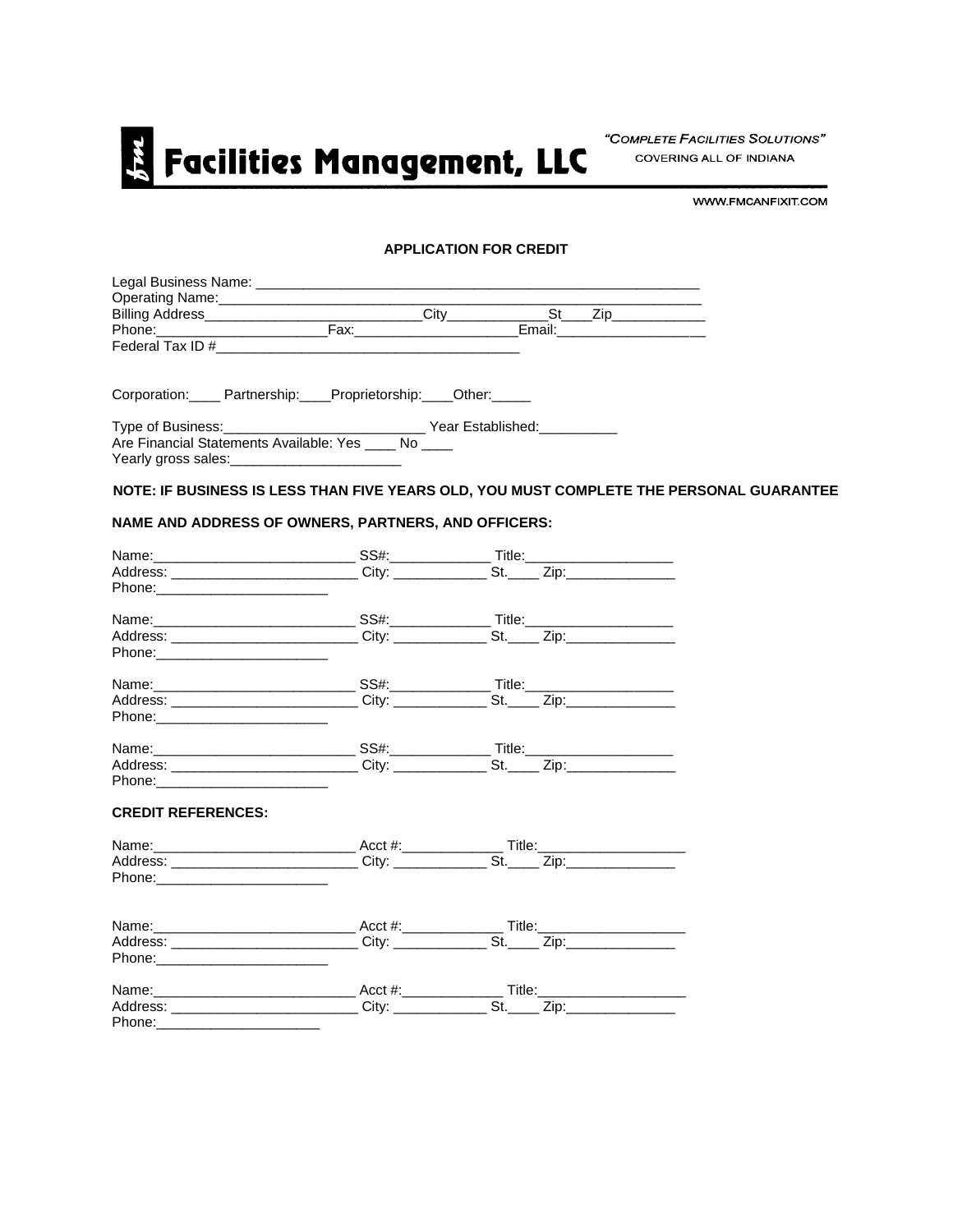# Facilities Management, LLC

*"Complete Facilities Solutions"*
COVERING ALL OF INDIANA

WWW.FMCANFIXIT.COM

**APPLICATION FOR CREDIT**

Legal Business Name: ___________________________________________________________
Operating Name:_______________________________________________________________
Billing Address___________________________City_____________St____Zip____________
Phone:______________________Fax:_____________________Email:___________________
Federal Tax ID #_______________________________________

Corporation:____ Partnership:____Proprietorship:____Other:_____

Type of Business:_________________________ Year Established:__________
Are Financial Statements Available: Yes ____ No ____
Yearly gross sales:_____________________

**NOTE: IF BUSINESS IS LESS THAN FIVE YEARS OLD, YOU MUST COMPLETE THE PERSONAL GUARANTEE**

**NAME AND ADDRESS OF OWNERS, PARTNERS, AND OFFICERS:**

Name:_________________________ SS#:_____________ Title:___________________
Address: ________________________ City: ____________ St.____ Zip:______________
Phone:______________________

Name:_________________________ SS#:_____________ Title:___________________
Address: ________________________ City: ____________ St.____ Zip:______________
Phone:______________________

Name:_________________________ SS#:_____________ Title:___________________
Address: ________________________ City: ____________ St.____ Zip:______________
Phone:______________________

Name:_________________________ SS#:_____________ Title:___________________
Address: ________________________ City: ____________ St.____ Zip:______________
Phone:______________________

**CREDIT REFERENCES:**

Name:_________________________ Acct #:_____________ Title:___________________
Address: ________________________ City: ____________ St.____ Zip:______________
Phone:______________________

Name:_________________________ Acct #:_____________ Title:___________________
Address: ________________________ City: ____________ St.____ Zip:______________
Phone:______________________

Name:_________________________ Acct #:_____________ Title:___________________
Address: ________________________ City: ____________ St.____ Zip:______________
Phone:_____________________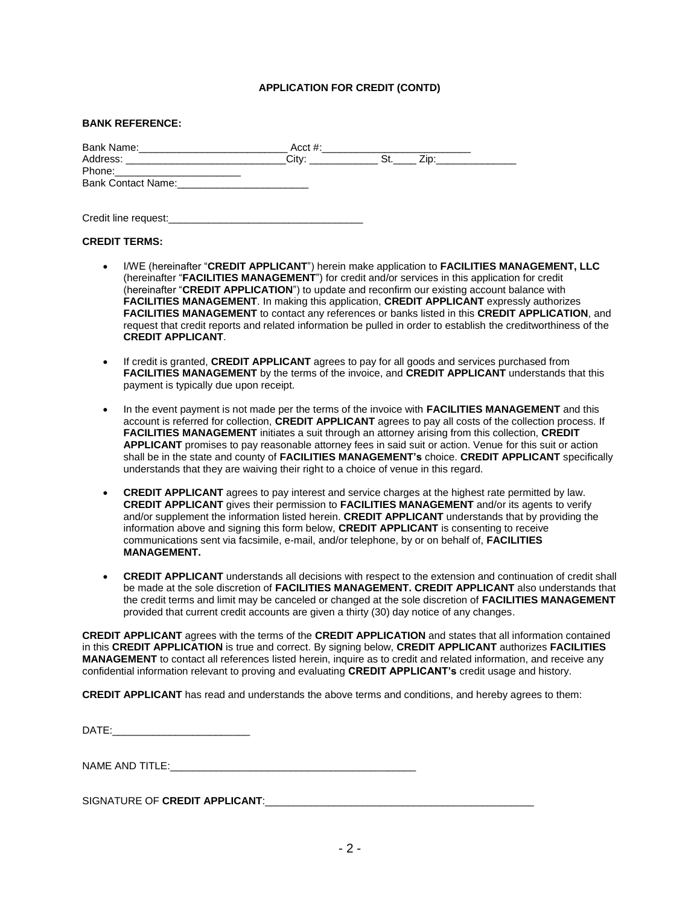## APPLICATION FOR CREDIT (CONTD)

**BANK REFERENCE:**

Bank Name:__________________________ Acct #:__________________________
Address: ____________________________City: ____________ St.____ Zip:______________
Phone:______________________
Bank Contact Name:_______________________

Credit line request:__________________________________

**CREDIT TERMS:**

- I/WE (hereinafter "**CREDIT APPLICANT**") herein make application to **FACILITIES MANAGEMENT, LLC** (hereinafter "**FACILITIES MANAGEMENT**") for credit and/or services in this application for credit (hereinafter "**CREDIT APPLICATION**") to update and reconfirm our existing account balance with **FACILITIES MANAGEMENT**. In making this application, **CREDIT APPLICANT** expressly authorizes **FACILITIES MANAGEMENT** to contact any references or banks listed in this **CREDIT APPLICATION**, and request that credit reports and related information be pulled in order to establish the creditworthiness of the **CREDIT APPLICANT**.

- If credit is granted, **CREDIT APPLICANT** agrees to pay for all goods and services purchased from **FACILITIES MANAGEMENT** by the terms of the invoice, and **CREDIT APPLICANT** understands that this payment is typically due upon receipt.

- In the event payment is not made per the terms of the invoice with **FACILITIES MANAGEMENT** and this account is referred for collection, **CREDIT APPLICANT** agrees to pay all costs of the collection process. If **FACILITIES MANAGEMENT** initiates a suit through an attorney arising from this collection, **CREDIT APPLICANT** promises to pay reasonable attorney fees in said suit or action. Venue for this suit or action shall be in the state and county of **FACILITIES MANAGEMENT's** choice. **CREDIT APPLICANT** specifically understands that they are waiving their right to a choice of venue in this regard.

- **CREDIT APPLICANT** agrees to pay interest and service charges at the highest rate permitted by law. **CREDIT APPLICANT** gives their permission to **FACILITIES MANAGEMENT** and/or its agents to verify and/or supplement the information listed herein. **CREDIT APPLICANT** understands that by providing the information above and signing this form below, **CREDIT APPLICANT** is consenting to receive communications sent via facsimile, e-mail, and/or telephone, by or on behalf of, **FACILITIES MANAGEMENT.**

- **CREDIT APPLICANT** understands all decisions with respect to the extension and continuation of credit shall be made at the sole discretion of **FACILITIES MANAGEMENT. CREDIT APPLICANT** also understands that the credit terms and limit may be canceled or changed at the sole discretion of **FACILITIES MANAGEMENT** provided that current credit accounts are given a thirty (30) day notice of any changes.

**CREDIT APPLICANT** agrees with the terms of the **CREDIT APPLICATION** and states that all information contained in this **CREDIT APPLICATION** is true and correct. By signing below, **CREDIT APPLICANT** authorizes **FACILITIES MANAGEMENT** to contact all references listed herein, inquire as to credit and related information, and receive any confidential information relevant to proving and evaluating **CREDIT APPLICANT's** credit usage and history.

**CREDIT APPLICANT** has read and understands the above terms and conditions, and hereby agrees to them:

DATE:________________________

NAME AND TITLE:____________________________________________

SIGNATURE OF **CREDIT APPLICANT**:________________________________________________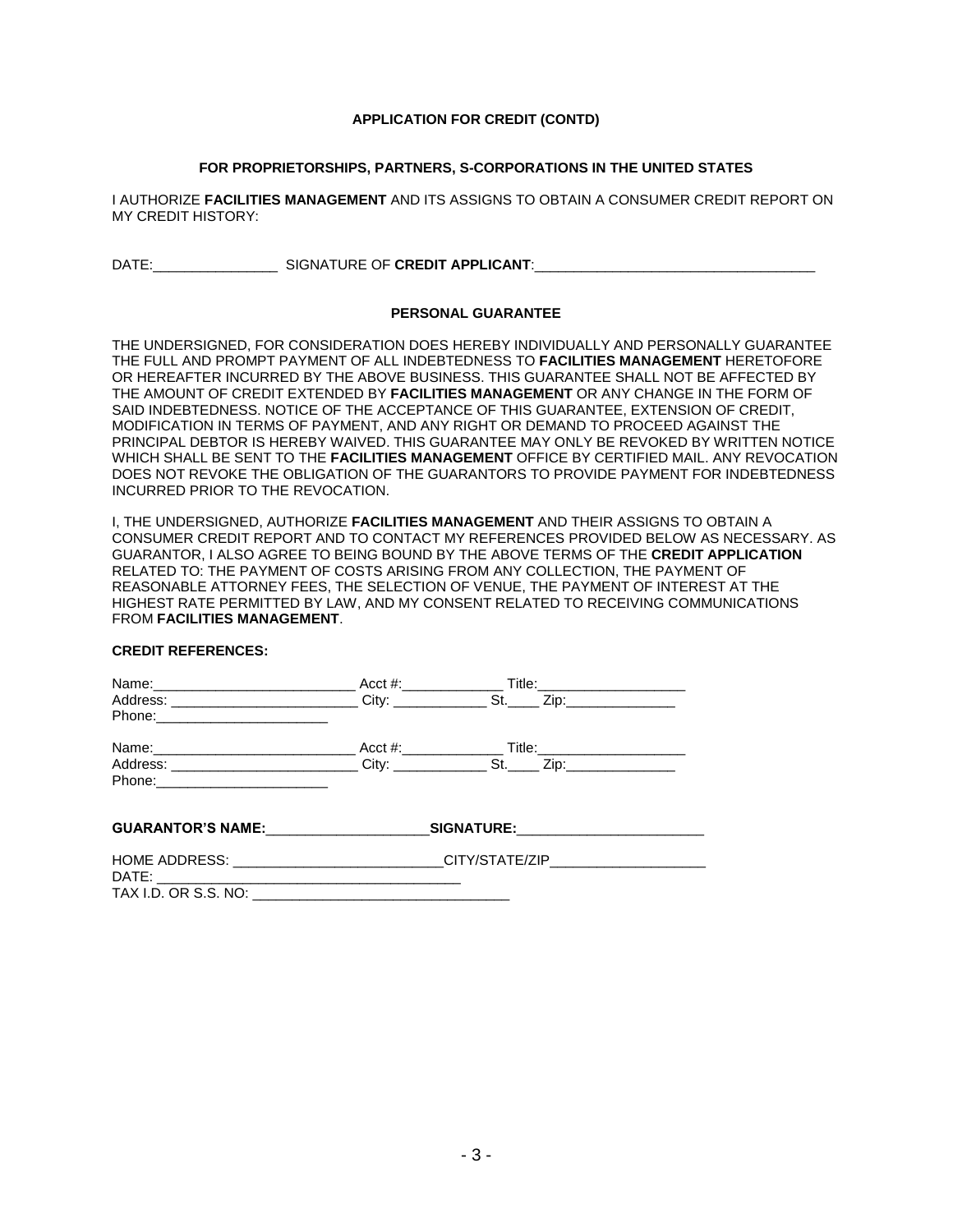**APPLICATION FOR CREDIT (CONTD)**

**FOR PROPRIETORSHIPS, PARTNERS, S-CORPORATIONS IN THE UNITED STATES**

I AUTHORIZE **FACILITIES MANAGEMENT** AND ITS ASSIGNS TO OBTAIN A CONSUMER CREDIT REPORT ON MY CREDIT HISTORY:

DATE:________________ SIGNATURE OF **CREDIT APPLICANT**:___________________________________

**PERSONAL GUARANTEE**

THE UNDERSIGNED, FOR CONSIDERATION DOES HEREBY INDIVIDUALLY AND PERSONALLY GUARANTEE THE FULL AND PROMPT PAYMENT OF ALL INDEBTEDNESS TO **FACILITIES MANAGEMENT** HERETOFORE OR HEREAFTER INCURRED BY THE ABOVE BUSINESS. THIS GUARANTEE SHALL NOT BE AFFECTED BY THE AMOUNT OF CREDIT EXTENDED BY **FACILITIES MANAGEMENT** OR ANY CHANGE IN THE FORM OF SAID INDEBTEDNESS. NOTICE OF THE ACCEPTANCE OF THIS GUARANTEE, EXTENSION OF CREDIT, MODIFICATION IN TERMS OF PAYMENT, AND ANY RIGHT OR DEMAND TO PROCEED AGAINST THE PRINCIPAL DEBTOR IS HEREBY WAIVED. THIS GUARANTEE MAY ONLY BE REVOKED BY WRITTEN NOTICE WHICH SHALL BE SENT TO THE **FACILITIES MANAGEMENT** OFFICE BY CERTIFIED MAIL. ANY REVOCATION DOES NOT REVOKE THE OBLIGATION OF THE GUARANTORS TO PROVIDE PAYMENT FOR INDEBTEDNESS INCURRED PRIOR TO THE REVOCATION.

I, THE UNDERSIGNED, AUTHORIZE **FACILITIES MANAGEMENT** AND THEIR ASSIGNS TO OBTAIN A CONSUMER CREDIT REPORT AND TO CONTACT MY REFERENCES PROVIDED BELOW AS NECESSARY. AS GUARANTOR, I ALSO AGREE TO BEING BOUND BY THE ABOVE TERMS OF THE **CREDIT APPLICATION** RELATED TO: THE PAYMENT OF COSTS ARISING FROM ANY COLLECTION, THE PAYMENT OF REASONABLE ATTORNEY FEES, THE SELECTION OF VENUE, THE PAYMENT OF INTEREST AT THE HIGHEST RATE PERMITTED BY LAW, AND MY CONSENT RELATED TO RECEIVING COMMUNICATIONS FROM **FACILITIES MANAGEMENT**.

**CREDIT REFERENCES:**

Name:__________________________ Acct #:_____________ Title:___________________
Address: ________________________ City: ____________ St.____ Zip:______________
Phone:______________________

Name:__________________________ Acct #:_____________ Title:___________________
Address: ________________________ City: ____________ St.____ Zip:______________
Phone:______________________

**GUARANTOR'S NAME:**_____________________**SIGNATURE:**________________________

HOME ADDRESS: ___________________________CITY/STATE/ZIP____________________
DATE: ______________________________________
TAX I.D. OR S.S. NO: ________________________________